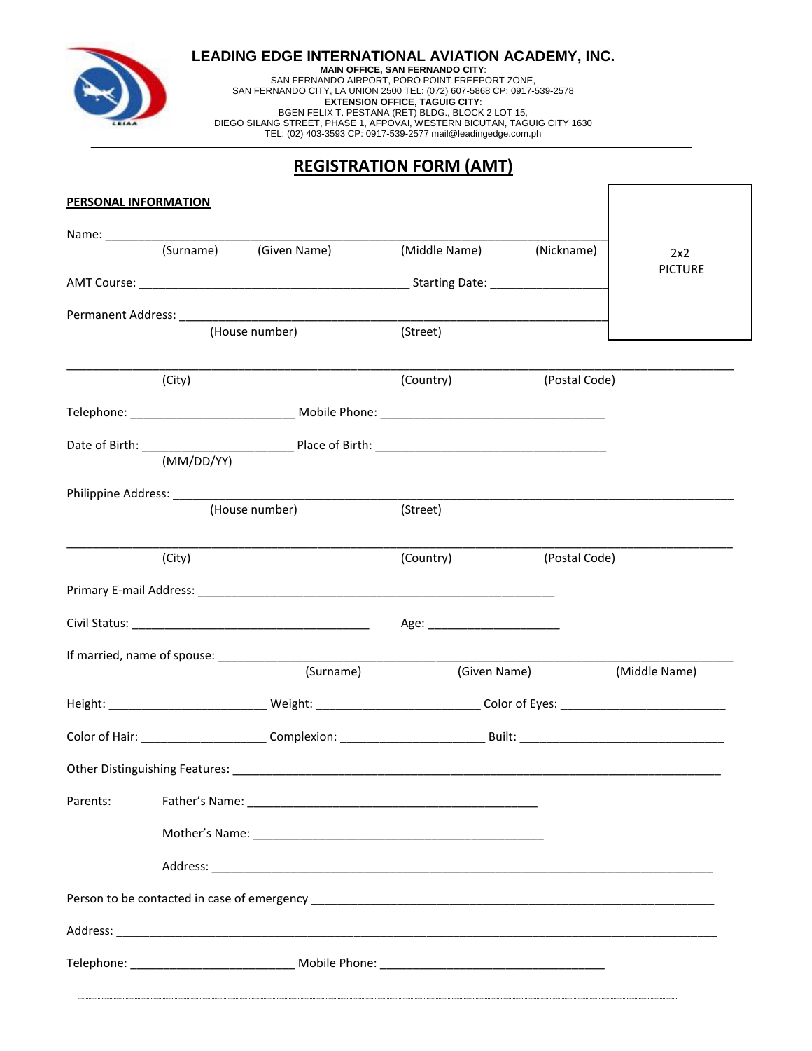**LEADING EDGE INTERNATIONAL AVIATION ACADEMY, INC.**

**MAIN OFFICE, SAN FERNANDO CITY**:
SAN FERNANDO AIRPORT, PORO POINT FREEPORT ZONE,
SAN FERNANDO CITY, LA UNION 2500 TEL: (072) 607-5868 CP: 0917-539-2578
**EXTENSION OFFICE, TAGUIG CITY**:
BGEN FELIX T. PESTANA (RET) BLDG., BLOCK 2 LOT 15,
DIEGO SILANG STREET, PHASE 1, AFPOVAI, WESTERN BICUTAN, TAGUIG CITY 1630
TEL: (02) 403-3593 CP: 0917-539-2577 mail@leadingedge.com.ph

# REGISTRATION FORM (AMT)

2x2
PICTURE

**PERSONAL INFORMATION**

Name: ______________________________________________________________________
(Surname) (Given Name) (Middle Name) (Nickname)

AMT Course: ________________________________________ Starting Date: _________________

Permanent Address: ______________________________________________________________
(House number) (Street)

__________________________________________________________________________________
(City) (Country) (Postal Code)

Telephone: ________________________ Mobile Phone: _________________________________

Date of Birth: ______________________ Place of Birth: ___________________________________
(MM/DD/YY)

Philippine Address: ______________________________________________________________
(House number) (Street)

__________________________________________________________________________________
(City) (Country) (Postal Code)

Primary E-mail Address: _____________________________________________________

Civil Status: ____________________________________ Age: ____________________

If married, name of spouse: ________________________________________________________
(Surname) (Given Name) (Middle Name)

Height: _______________________ Weight: ________________________ Color of Eyes: ________________________

Color of Hair: __________________ Complexion: _____________________ Built: _______________________________

Other Distinguishing Features: ___________________________________________________________________________

Parents: Father's Name: ____________________________________________

Mother's Name: ____________________________________________

Address: ___________________________________________________________________________

Person to be contacted in case of emergency ____________________________________________________________

Address: _______________________________________________________________________________________

Telephone: ________________________ Mobile Phone: _________________________________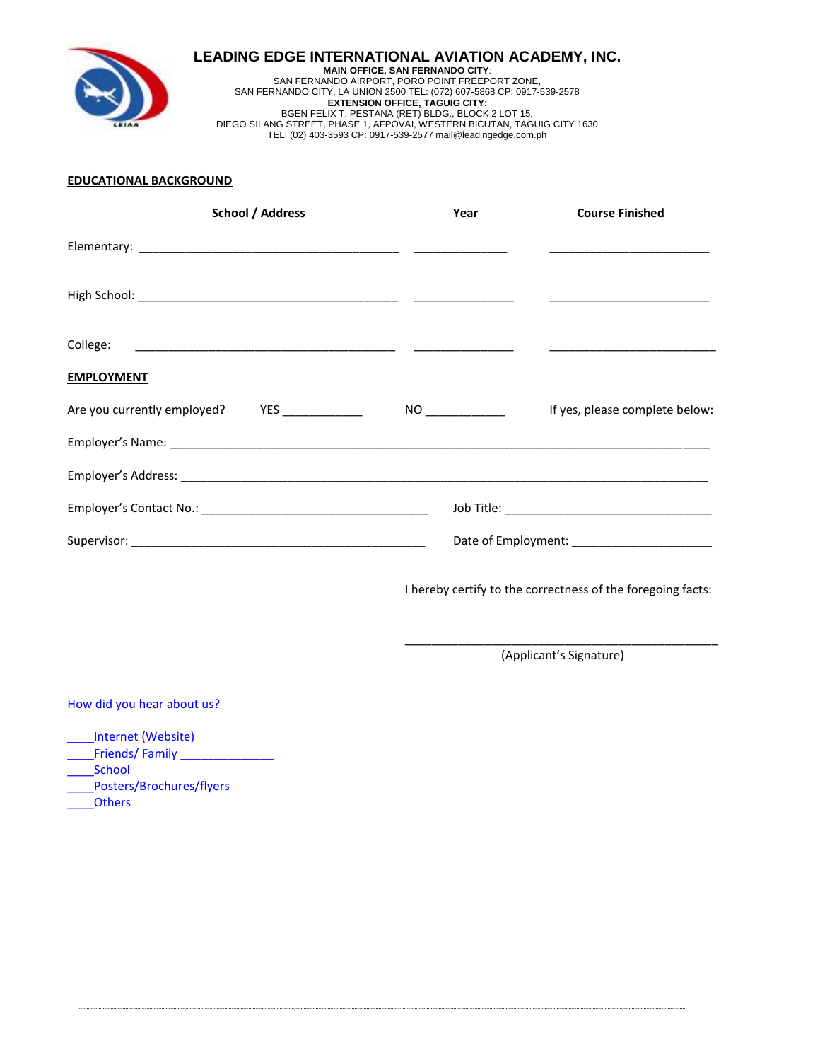# LEADING EDGE INTERNATIONAL AVIATION ACADEMY, INC.

**MAIN OFFICE, SAN FERNANDO CITY**:
SAN FERNANDO AIRPORT, PORO POINT FREEPORT ZONE,
SAN FERNANDO CITY, LA UNION 2500 TEL: (072) 607-5868 CP: 0917-539-2578
**EXTENSION OFFICE, TAGUIG CITY**:
BGEN FELIX T. PESTANA (RET) BLDG., BLOCK 2 LOT 15,
DIEGO SILANG STREET, PHASE 1, AFPOVAI, WESTERN BICUTAN, TAGUIG CITY 1630
TEL: (02) 403-3593 CP: 0917-539-2577 mail@leadingedge.com.ph

---

**EDUCATIONAL BACKGROUND**

| | School / Address | Year | Course Finished |
|---|---|---|---|
| Elementary: | ________________________________________ | ______________ | ________________________ |
| High School: | ________________________________________ | ________________ | ________________________ |
| College: | ________________________________________ | ________________ | __________________________ |

**EMPLOYMENT**

Are you currently employed? YES ____________ NO ____________ If yes, please complete below:

Employer's Name: ________________________________________________________________________________

Employer's Address: ______________________________________________________________________________

Employer's Contact No.: ___________________________________ Job Title: ________________________________

Supervisor: _____________________________________________ Date of Employment: ______________________

I hereby certify to the correctness of the foregoing facts:

________________________________________________
(Applicant's Signature)

How did you hear about us?

____Internet (Website)
____Friends/ Family ______________
____School
____Posters/Brochures/flyers
____Others